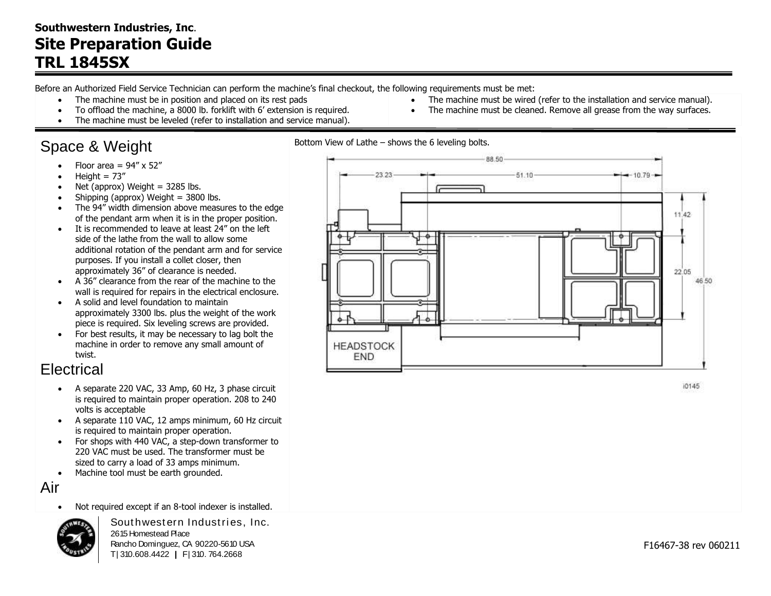**Southwestern Industries, Inc.**

# Site Preparation Guide
# TRL 1845SX

Before an Authorized Field Service Technician can perform the machine's final checkout, the following requirements must be met:

- The machine must be in position and placed on its rest pads
- To offload the machine, a 8000 lb. forklift with 6' extension is required.
- The machine must be leveled (refer to installation and service manual).
- The machine must be wired (refer to the installation and service manual).
- The machine must be cleaned. Remove all grease from the way surfaces.

## Space & Weight

- Floor area = 94" x 52"
- Height = 73"
- Net (approx) Weight = 3285 lbs.
- Shipping (approx) Weight = 3800 lbs.
- The 94" width dimension above measures to the edge of the pendant arm when it is in the proper position.
- It is recommended to leave at least 24" on the left side of the lathe from the wall to allow some additional rotation of the pendant arm and for service purposes. If you install a collet closer, then approximately 36" of clearance is needed.
- A 36" clearance from the rear of the machine to the wall is required for repairs in the electrical enclosure.
- A solid and level foundation to maintain approximately 3300 lbs. plus the weight of the work piece is required. Six leveling screws are provided.
- For best results, it may be necessary to lag bolt the machine in order to remove any small amount of twist.

## Electrical

- A separate 220 VAC, 33 Amp, 60 Hz, 3 phase circuit is required to maintain proper operation. 208 to 240 volts is acceptable
- A separate 110 VAC, 12 amps minimum, 60 Hz circuit is required to maintain proper operation.
- For shops with 440 VAC, a step-down transformer to 220 VAC must be used. The transformer must be sized to carry a load of 33 amps minimum.
- Machine tool must be earth grounded.

## Air

- Not required except if an 8-tool indexer is installed.

Bottom View of Lathe – shows the 6 leveling bolts.

88.50
23.23 51.10 10.79
11.42
22.05
46.50
HEADSTOCK END
i0145

Southwestern Industries, Inc.
2615 Homestead Place
Rancho Dominguez, CA 90220-5610 USA
T | 310.608.4422 | F | 310. 764.2668

F16467-38 rev 060211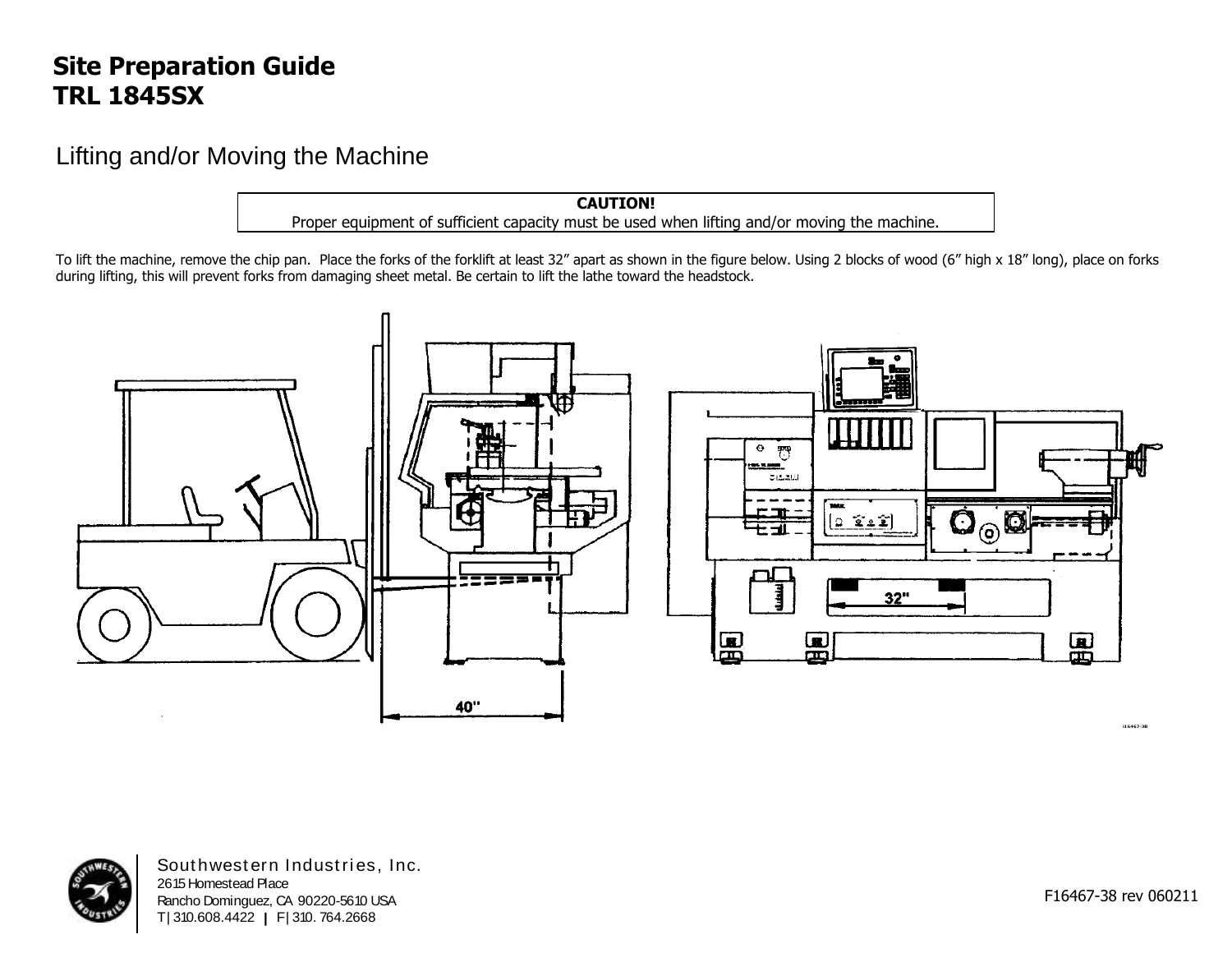# Site Preparation Guide
# TRL 1845SX

## Lifting and/or Moving the Machine

| CAUTION! |
| --- |
| Proper equipment of sufficient capacity must be used when lifting and/or moving the machine. |

To lift the machine, remove the chip pan. Place the forks of the forklift at least 32" apart as shown in the figure below. Using 2 blocks of wood (6" high x 18" long), place on forks during lifting, this will prevent forks from damaging sheet metal. Be certain to lift the lathe toward the headstock.

40"

32"

Southwestern Industries, Inc.
2615 Homestead Place
Rancho Dominguez, CA 90220-5610 USA
T | 310.608.4422 | F | 310. 764.2668

F16467-38 rev 060211